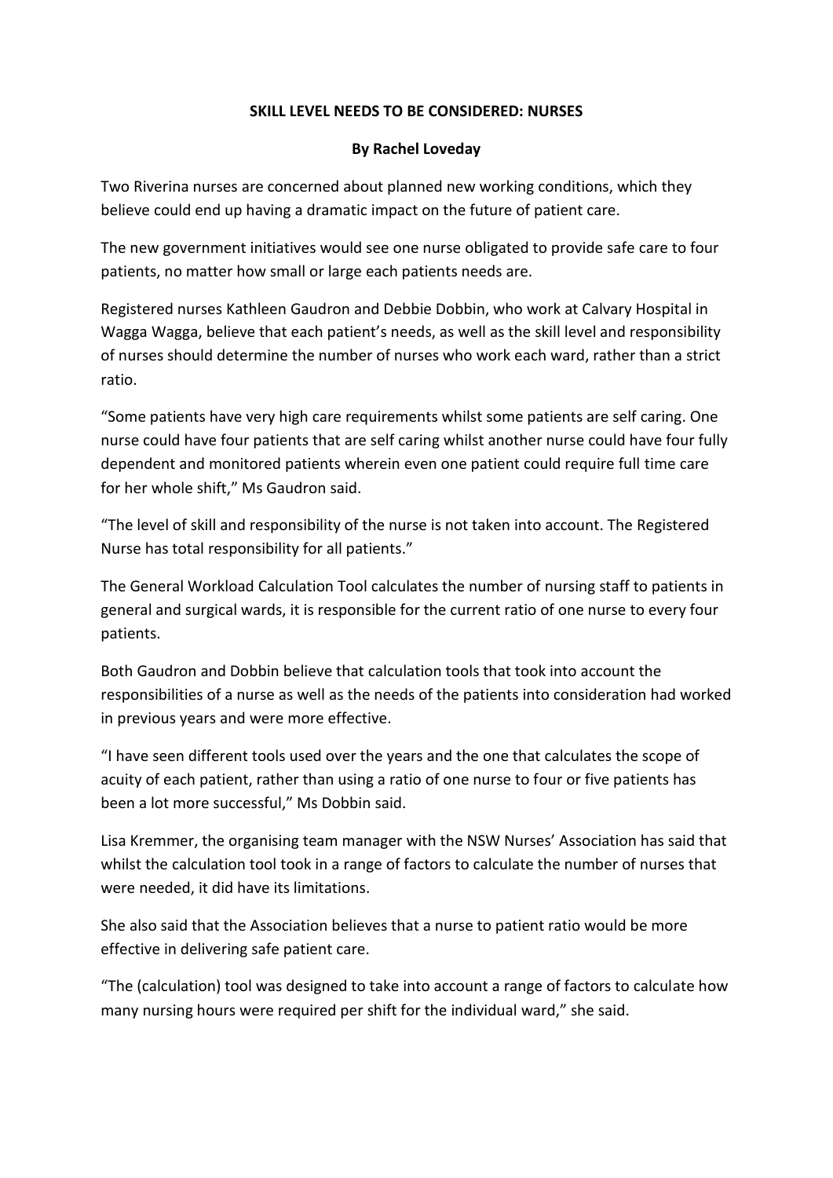# SKILL LEVEL NEEDS TO BE CONSIDERED: NURSES

**By Rachel Loveday**

Two Riverina nurses are concerned about planned new working conditions, which they believe could end up having a dramatic impact on the future of patient care.

The new government initiatives would see one nurse obligated to provide safe care to four patients, no matter how small or large each patients needs are.

Registered nurses Kathleen Gaudron and Debbie Dobbin, who work at Calvary Hospital in Wagga Wagga, believe that each patient's needs, as well as the skill level and responsibility of nurses should determine the number of nurses who work each ward, rather than a strict ratio.

"Some patients have very high care requirements whilst some patients are self caring. One nurse could have four patients that are self caring whilst another nurse could have four fully dependent and monitored patients wherein even one patient could require full time care for her whole shift," Ms Gaudron said.

"The level of skill and responsibility of the nurse is not taken into account. The Registered Nurse has total responsibility for all patients."

The General Workload Calculation Tool calculates the number of nursing staff to patients in general and surgical wards, it is responsible for the current ratio of one nurse to every four patients.

Both Gaudron and Dobbin believe that calculation tools that took into account the responsibilities of a nurse as well as the needs of the patients into consideration had worked in previous years and were more effective.

"I have seen different tools used over the years and the one that calculates the scope of acuity of each patient, rather than using a ratio of one nurse to four or five patients has been a lot more successful," Ms Dobbin said.

Lisa Kremmer, the organising team manager with the NSW Nurses' Association has said that whilst the calculation tool took in a range of factors to calculate the number of nurses that were needed, it did have its limitations.

She also said that the Association believes that a nurse to patient ratio would be more effective in delivering safe patient care.

"The (calculation) tool was designed to take into account a range of factors to calculate how many nursing hours were required per shift for the individual ward," she said.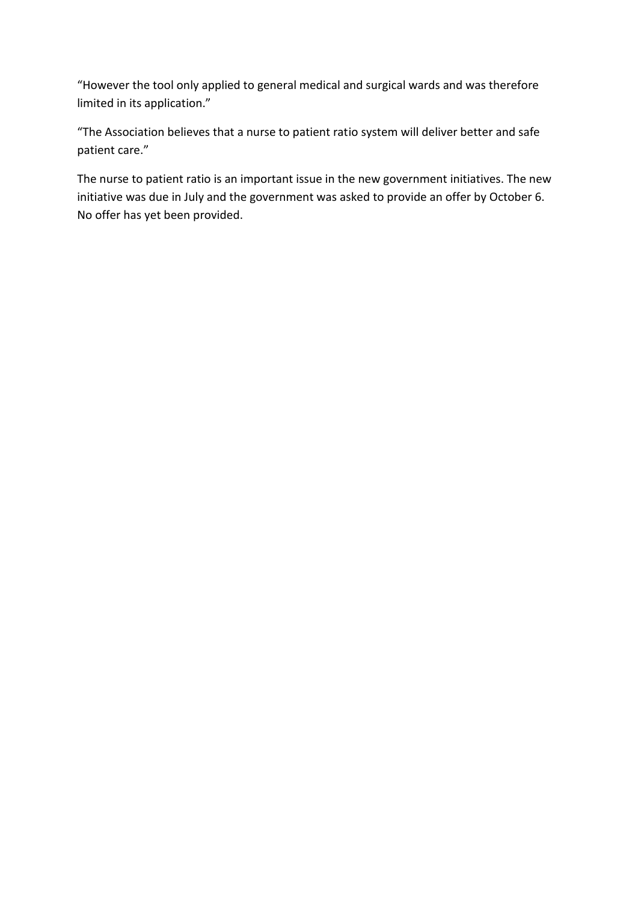"However the tool only applied to general medical and surgical wards and was therefore limited in its application."

"The Association believes that a nurse to patient ratio system will deliver better and safe patient care."

The nurse to patient ratio is an important issue in the new government initiatives. The new initiative was due in July and the government was asked to provide an offer by October 6. No offer has yet been provided.